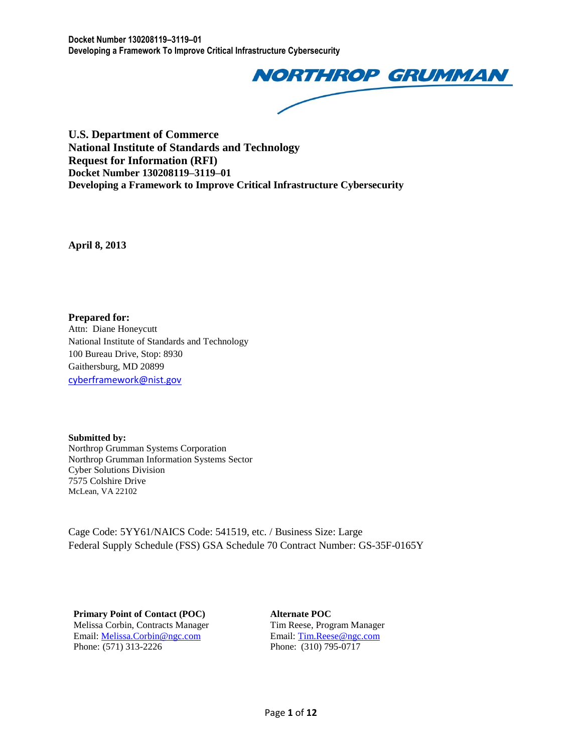**U.S. Department of Commerce**
**National Institute of Standards and Technology**
**Request for Information (RFI)**
**Docket Number 130208119–3119–01**
**Developing a Framework to Improve Critical Infrastructure Cybersecurity**

**April 8, 2013**

**Prepared for:**
Attn: Diane Honeycutt
National Institute of Standards and Technology
100 Bureau Drive, Stop: 8930
Gaithersburg, MD 20899
cyberframework@nist.gov

**Submitted by:**
Northrop Grumman Systems Corporation
Northrop Grumman Information Systems Sector
Cyber Solutions Division
7575 Colshire Drive
McLean, VA 22102

Cage Code: 5YY61/NAICS Code: 541519, etc. / Business Size: Large
Federal Supply Schedule (FSS) GSA Schedule 70 Contract Number: GS-35F-0165Y

**Primary Point of Contact (POC)**
Melissa Corbin, Contracts Manager
Email: Melissa.Corbin@ngc.com
Phone: (571) 313-2226

**Alternate POC**
Tim Reese, Program Manager
Email: Tim.Reese@ngc.com
Phone: (310) 795-0717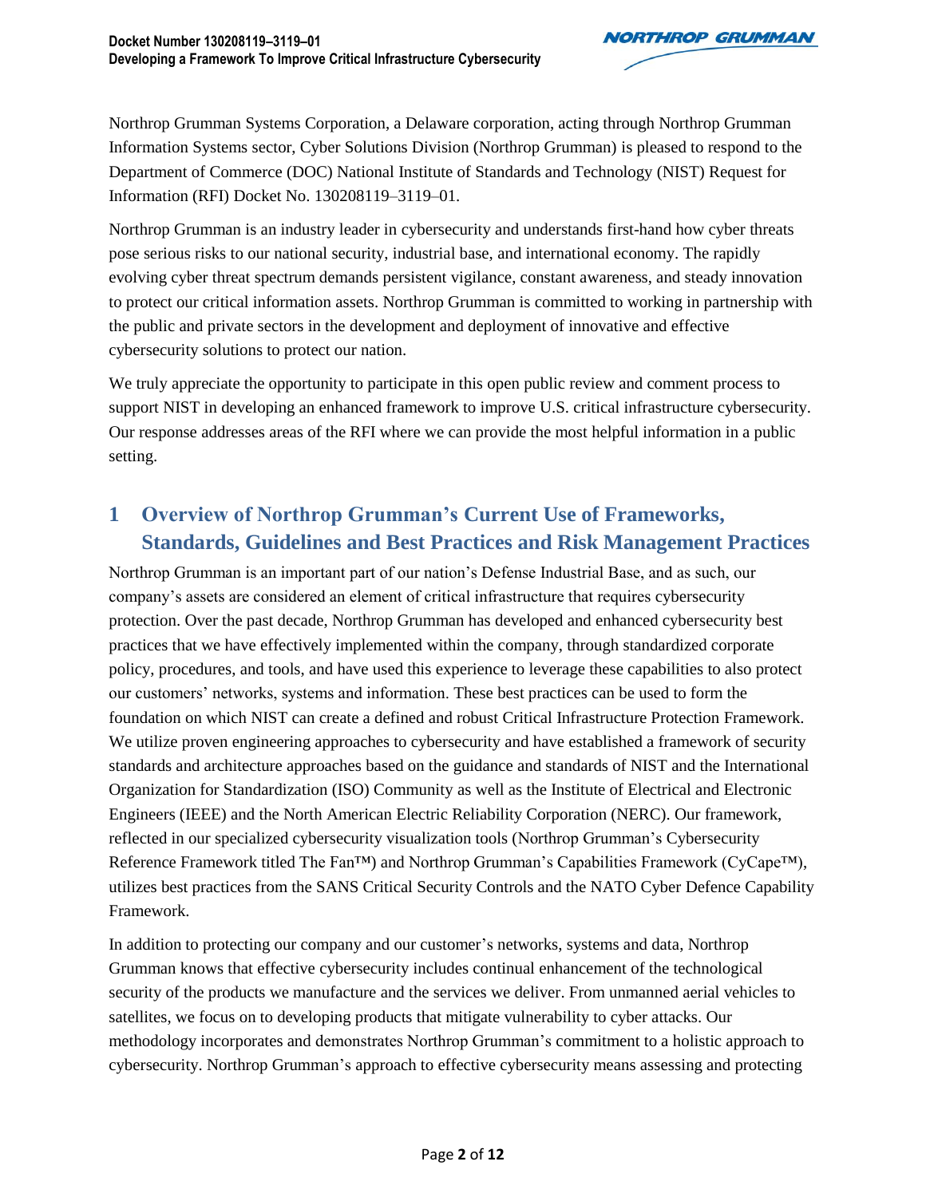Northrop Grumman Systems Corporation, a Delaware corporation, acting through Northrop Grumman Information Systems sector, Cyber Solutions Division (Northrop Grumman) is pleased to respond to the Department of Commerce (DOC) National Institute of Standards and Technology (NIST) Request for Information (RFI) Docket No. 130208119–3119–01.

Northrop Grumman is an industry leader in cybersecurity and understands first-hand how cyber threats pose serious risks to our national security, industrial base, and international economy. The rapidly evolving cyber threat spectrum demands persistent vigilance, constant awareness, and steady innovation to protect our critical information assets. Northrop Grumman is committed to working in partnership with the public and private sectors in the development and deployment of innovative and effective cybersecurity solutions to protect our nation.

We truly appreciate the opportunity to participate in this open public review and comment process to support NIST in developing an enhanced framework to improve U.S. critical infrastructure cybersecurity. Our response addresses areas of the RFI where we can provide the most helpful information in a public setting.

# 1 Overview of Northrop Grumman's Current Use of Frameworks, Standards, Guidelines and Best Practices and Risk Management Practices

Northrop Grumman is an important part of our nation's Defense Industrial Base, and as such, our company's assets are considered an element of critical infrastructure that requires cybersecurity protection. Over the past decade, Northrop Grumman has developed and enhanced cybersecurity best practices that we have effectively implemented within the company, through standardized corporate policy, procedures, and tools, and have used this experience to leverage these capabilities to also protect our customers' networks, systems and information. These best practices can be used to form the foundation on which NIST can create a defined and robust Critical Infrastructure Protection Framework. We utilize proven engineering approaches to cybersecurity and have established a framework of security standards and architecture approaches based on the guidance and standards of NIST and the International Organization for Standardization (ISO) Community as well as the Institute of Electrical and Electronic Engineers (IEEE) and the North American Electric Reliability Corporation (NERC). Our framework, reflected in our specialized cybersecurity visualization tools (Northrop Grumman's Cybersecurity Reference Framework titled The Fan™) and Northrop Grumman's Capabilities Framework (CyCape™), utilizes best practices from the SANS Critical Security Controls and the NATO Cyber Defence Capability Framework.

In addition to protecting our company and our customer's networks, systems and data, Northrop Grumman knows that effective cybersecurity includes continual enhancement of the technological security of the products we manufacture and the services we deliver. From unmanned aerial vehicles to satellites, we focus on to developing products that mitigate vulnerability to cyber attacks. Our methodology incorporates and demonstrates Northrop Grumman's commitment to a holistic approach to cybersecurity. Northrop Grumman's approach to effective cybersecurity means assessing and protecting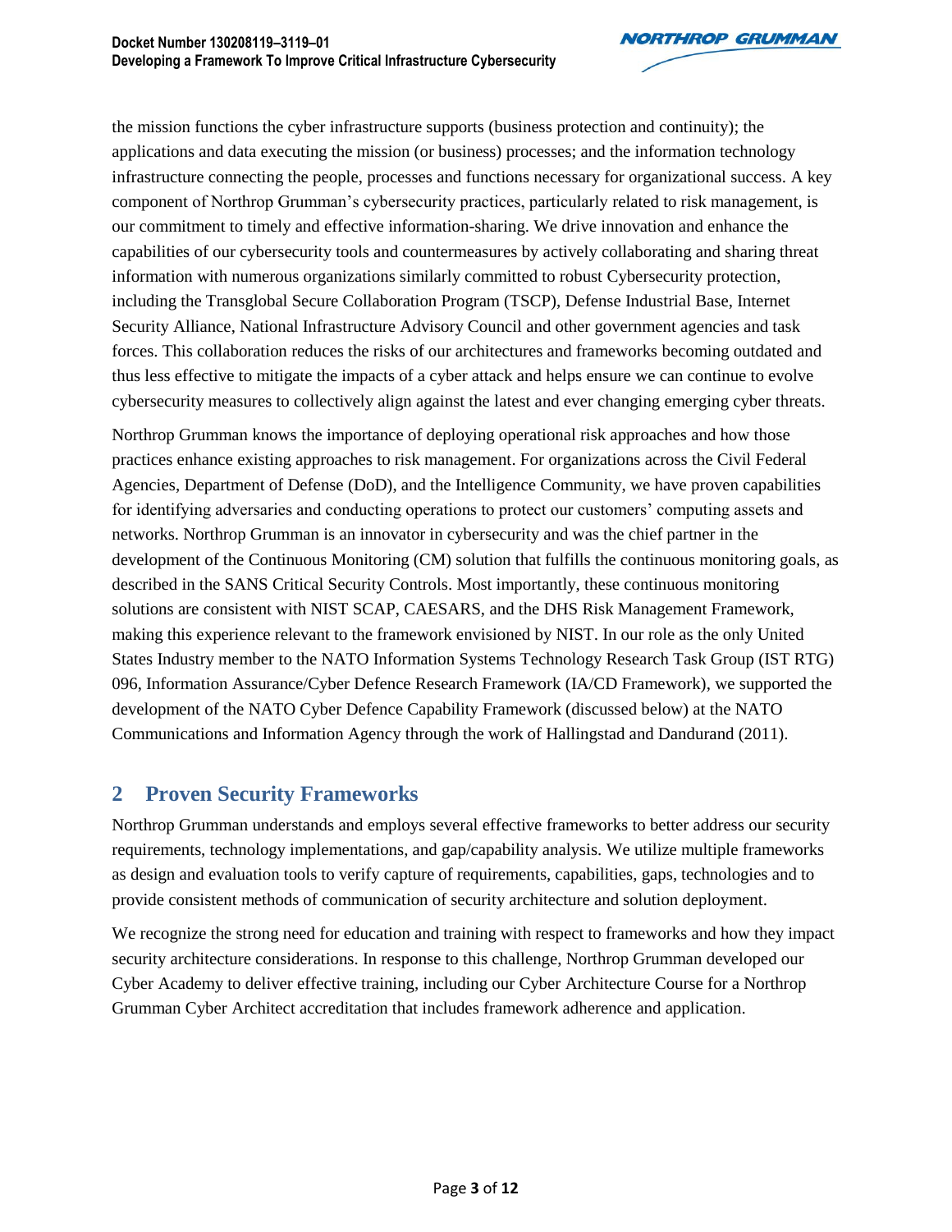the mission functions the cyber infrastructure supports (business protection and continuity); the applications and data executing the mission (or business) processes; and the information technology infrastructure connecting the people, processes and functions necessary for organizational success. A key component of Northrop Grumman's cybersecurity practices, particularly related to risk management, is our commitment to timely and effective information-sharing. We drive innovation and enhance the capabilities of our cybersecurity tools and countermeasures by actively collaborating and sharing threat information with numerous organizations similarly committed to robust Cybersecurity protection, including the Transglobal Secure Collaboration Program (TSCP), Defense Industrial Base, Internet Security Alliance, National Infrastructure Advisory Council and other government agencies and task forces. This collaboration reduces the risks of our architectures and frameworks becoming outdated and thus less effective to mitigate the impacts of a cyber attack and helps ensure we can continue to evolve cybersecurity measures to collectively align against the latest and ever changing emerging cyber threats.

Northrop Grumman knows the importance of deploying operational risk approaches and how those practices enhance existing approaches to risk management. For organizations across the Civil Federal Agencies, Department of Defense (DoD), and the Intelligence Community, we have proven capabilities for identifying adversaries and conducting operations to protect our customers' computing assets and networks. Northrop Grumman is an innovator in cybersecurity and was the chief partner in the development of the Continuous Monitoring (CM) solution that fulfills the continuous monitoring goals, as described in the SANS Critical Security Controls. Most importantly, these continuous monitoring solutions are consistent with NIST SCAP, CAESARS, and the DHS Risk Management Framework, making this experience relevant to the framework envisioned by NIST. In our role as the only United States Industry member to the NATO Information Systems Technology Research Task Group (IST RTG) 096, Information Assurance/Cyber Defence Research Framework (IA/CD Framework), we supported the development of the NATO Cyber Defence Capability Framework (discussed below) at the NATO Communications and Information Agency through the work of Hallingstad and Dandurand (2011).

## 2 Proven Security Frameworks

Northrop Grumman understands and employs several effective frameworks to better address our security requirements, technology implementations, and gap/capability analysis. We utilize multiple frameworks as design and evaluation tools to verify capture of requirements, capabilities, gaps, technologies and to provide consistent methods of communication of security architecture and solution deployment.

We recognize the strong need for education and training with respect to frameworks and how they impact security architecture considerations. In response to this challenge, Northrop Grumman developed our Cyber Academy to deliver effective training, including our Cyber Architecture Course for a Northrop Grumman Cyber Architect accreditation that includes framework adherence and application.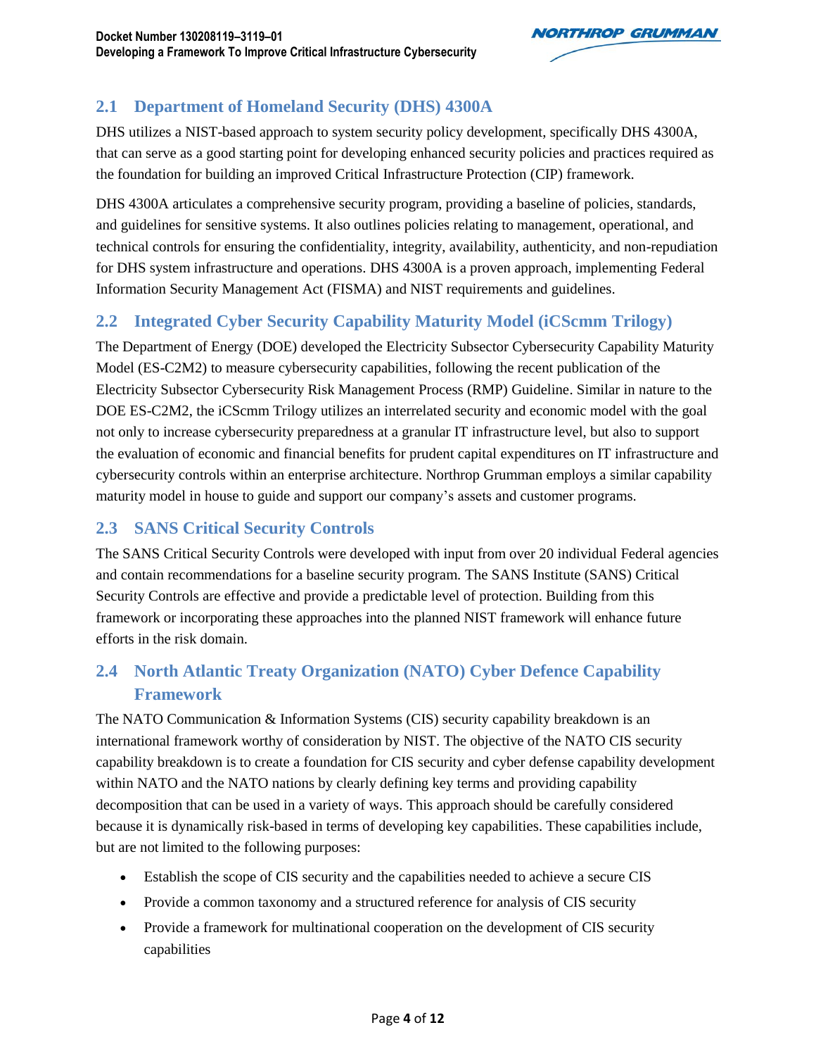## 2.1 Department of Homeland Security (DHS) 4300A

DHS utilizes a NIST-based approach to system security policy development, specifically DHS 4300A, that can serve as a good starting point for developing enhanced security policies and practices required as the foundation for building an improved Critical Infrastructure Protection (CIP) framework.

DHS 4300A articulates a comprehensive security program, providing a baseline of policies, standards, and guidelines for sensitive systems. It also outlines policies relating to management, operational, and technical controls for ensuring the confidentiality, integrity, availability, authenticity, and non-repudiation for DHS system infrastructure and operations. DHS 4300A is a proven approach, implementing Federal Information Security Management Act (FISMA) and NIST requirements and guidelines.

## 2.2 Integrated Cyber Security Capability Maturity Model (iCScmm Trilogy)

The Department of Energy (DOE) developed the Electricity Subsector Cybersecurity Capability Maturity Model (ES-C2M2) to measure cybersecurity capabilities, following the recent publication of the Electricity Subsector Cybersecurity Risk Management Process (RMP) Guideline. Similar in nature to the DOE ES-C2M2, the iCScmm Trilogy utilizes an interrelated security and economic model with the goal not only to increase cybersecurity preparedness at a granular IT infrastructure level, but also to support the evaluation of economic and financial benefits for prudent capital expenditures on IT infrastructure and cybersecurity controls within an enterprise architecture. Northrop Grumman employs a similar capability maturity model in house to guide and support our company's assets and customer programs.

## 2.3 SANS Critical Security Controls

The SANS Critical Security Controls were developed with input from over 20 individual Federal agencies and contain recommendations for a baseline security program. The SANS Institute (SANS) Critical Security Controls are effective and provide a predictable level of protection. Building from this framework or incorporating these approaches into the planned NIST framework will enhance future efforts in the risk domain.

## 2.4 North Atlantic Treaty Organization (NATO) Cyber Defence Capability Framework

The NATO Communication & Information Systems (CIS) security capability breakdown is an international framework worthy of consideration by NIST. The objective of the NATO CIS security capability breakdown is to create a foundation for CIS security and cyber defense capability development within NATO and the NATO nations by clearly defining key terms and providing capability decomposition that can be used in a variety of ways. This approach should be carefully considered because it is dynamically risk-based in terms of developing key capabilities. These capabilities include, but are not limited to the following purposes:

- Establish the scope of CIS security and the capabilities needed to achieve a secure CIS
- Provide a common taxonomy and a structured reference for analysis of CIS security
- Provide a framework for multinational cooperation on the development of CIS security capabilities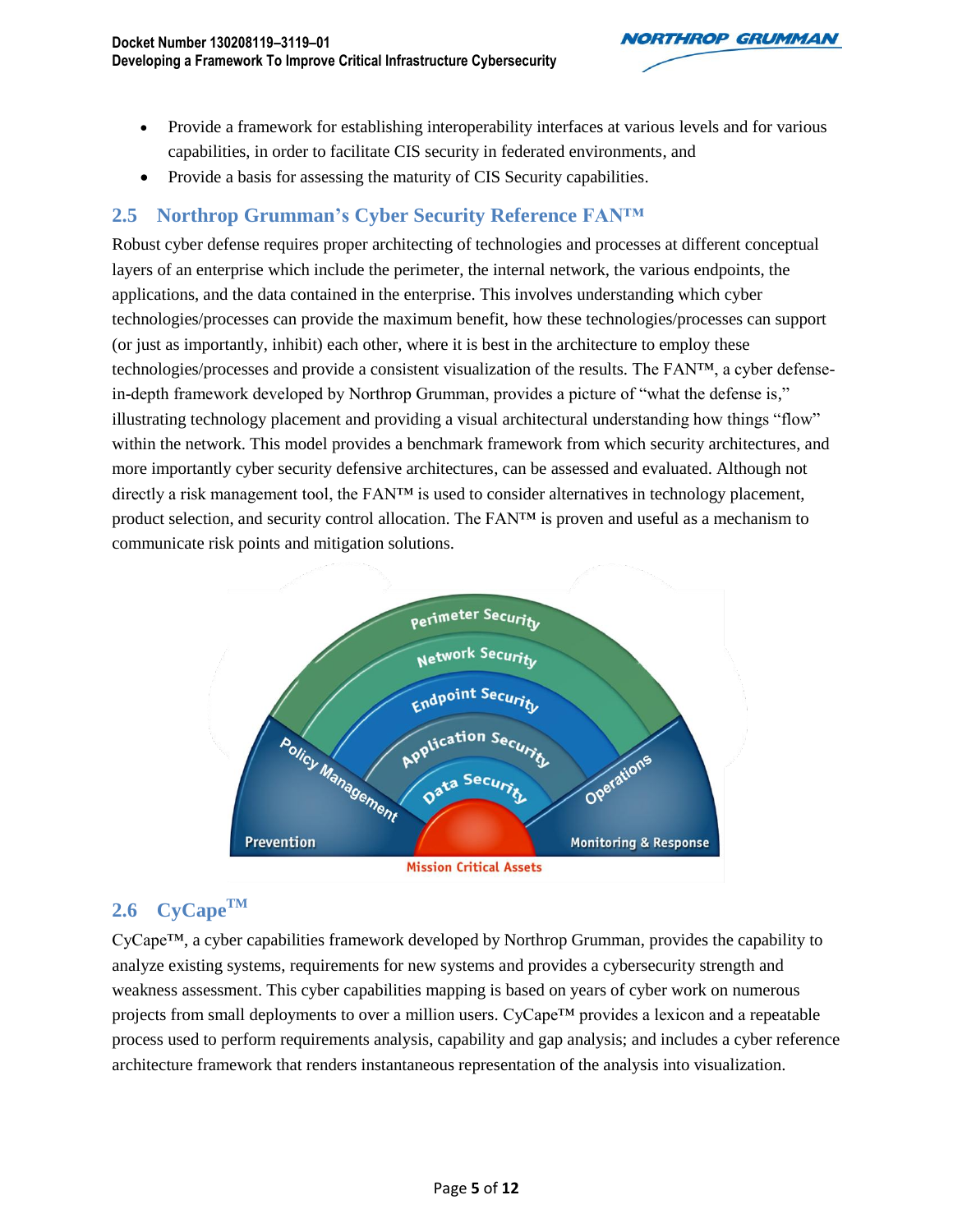- Provide a framework for establishing interoperability interfaces at various levels and for various capabilities, in order to facilitate CIS security in federated environments, and
- Provide a basis for assessing the maturity of CIS Security capabilities.

## 2.5 Northrop Grumman's Cyber Security Reference FAN™

Robust cyber defense requires proper architecting of technologies and processes at different conceptual layers of an enterprise which include the perimeter, the internal network, the various endpoints, the applications, and the data contained in the enterprise. This involves understanding which cyber technologies/processes can provide the maximum benefit, how these technologies/processes can support (or just as importantly, inhibit) each other, where it is best in the architecture to employ these technologies/processes and provide a consistent visualization of the results. The FAN™, a cyber defense-in-depth framework developed by Northrop Grumman, provides a picture of "what the defense is," illustrating technology placement and providing a visual architectural understanding how things "flow" within the network. This model provides a benchmark framework from which security architectures, and more importantly cyber security defensive architectures, can be assessed and evaluated. Although not directly a risk management tool, the FAN™ is used to consider alternatives in technology placement, product selection, and security control allocation. The FAN™ is proven and useful as a mechanism to communicate risk points and mitigation solutions.

Perimeter Security
Network Security
Endpoint Security
Application Security
Data Security
Policy Management
Operations
Prevention
Monitoring & Response
Mission Critical Assets

## 2.6 CyCape™

CyCape™, a cyber capabilities framework developed by Northrop Grumman, provides the capability to analyze existing systems, requirements for new systems and provides a cybersecurity strength and weakness assessment. This cyber capabilities mapping is based on years of cyber work on numerous projects from small deployments to over a million users. CyCape™ provides a lexicon and a repeatable process used to perform requirements analysis, capability and gap analysis; and includes a cyber reference architecture framework that renders instantaneous representation of the analysis into visualization.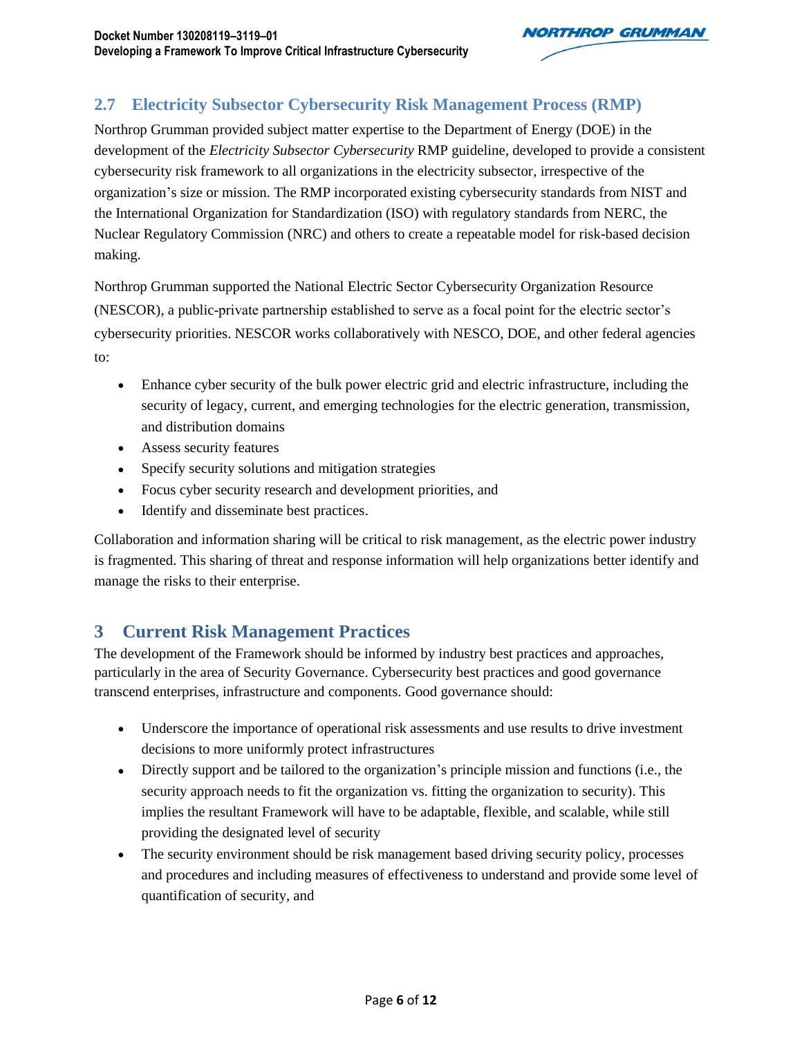## 2.7 Electricity Subsector Cybersecurity Risk Management Process (RMP)

Northrop Grumman provided subject matter expertise to the Department of Energy (DOE) in the development of the *Electricity Subsector Cybersecurity* RMP guideline, developed to provide a consistent cybersecurity risk framework to all organizations in the electricity subsector, irrespective of the organization's size or mission. The RMP incorporated existing cybersecurity standards from NIST and the International Organization for Standardization (ISO) with regulatory standards from NERC, the Nuclear Regulatory Commission (NRC) and others to create a repeatable model for risk-based decision making.

Northrop Grumman supported the National Electric Sector Cybersecurity Organization Resource (NESCOR), a public-private partnership established to serve as a focal point for the electric sector's cybersecurity priorities. NESCOR works collaboratively with NESCO, DOE, and other federal agencies to:

- Enhance cyber security of the bulk power electric grid and electric infrastructure, including the security of legacy, current, and emerging technologies for the electric generation, transmission, and distribution domains
- Assess security features
- Specify security solutions and mitigation strategies
- Focus cyber security research and development priorities, and
- Identify and disseminate best practices.

Collaboration and information sharing will be critical to risk management, as the electric power industry is fragmented. This sharing of threat and response information will help organizations better identify and manage the risks to their enterprise.

# 3 Current Risk Management Practices

The development of the Framework should be informed by industry best practices and approaches, particularly in the area of Security Governance. Cybersecurity best practices and good governance transcend enterprises, infrastructure and components. Good governance should:

- Underscore the importance of operational risk assessments and use results to drive investment decisions to more uniformly protect infrastructures
- Directly support and be tailored to the organization's principle mission and functions (i.e., the security approach needs to fit the organization vs. fitting the organization to security). This implies the resultant Framework will have to be adaptable, flexible, and scalable, while still providing the designated level of security
- The security environment should be risk management based driving security policy, processes and procedures and including measures of effectiveness to understand and provide some level of quantification of security, and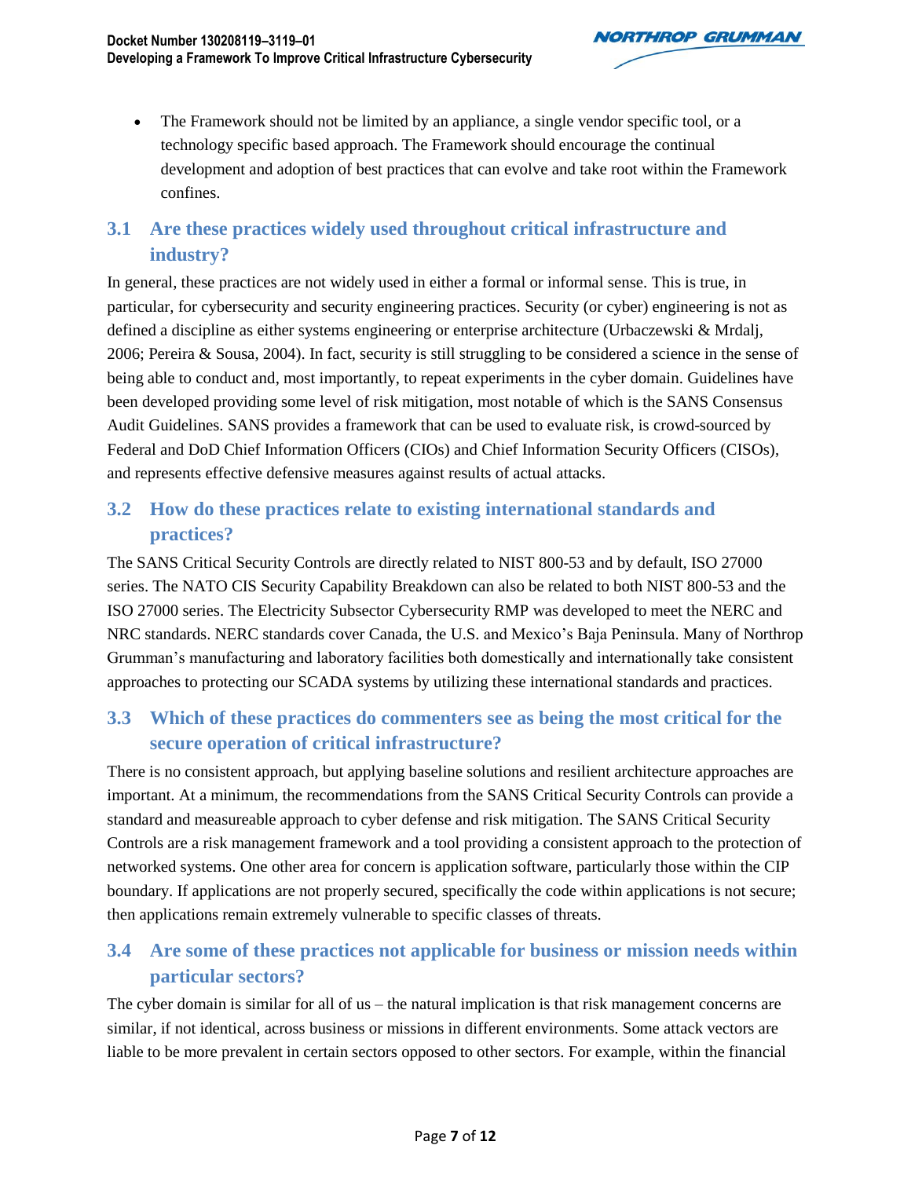- The Framework should not be limited by an appliance, a single vendor specific tool, or a technology specific based approach. The Framework should encourage the continual development and adoption of best practices that can evolve and take root within the Framework confines.

## 3.1 Are these practices widely used throughout critical infrastructure and industry?

In general, these practices are not widely used in either a formal or informal sense. This is true, in particular, for cybersecurity and security engineering practices. Security (or cyber) engineering is not as defined a discipline as either systems engineering or enterprise architecture (Urbaczewski & Mrdalj, 2006; Pereira & Sousa, 2004). In fact, security is still struggling to be considered a science in the sense of being able to conduct and, most importantly, to repeat experiments in the cyber domain. Guidelines have been developed providing some level of risk mitigation, most notable of which is the SANS Consensus Audit Guidelines. SANS provides a framework that can be used to evaluate risk, is crowd-sourced by Federal and DoD Chief Information Officers (CIOs) and Chief Information Security Officers (CISOs), and represents effective defensive measures against results of actual attacks.

## 3.2 How do these practices relate to existing international standards and practices?

The SANS Critical Security Controls are directly related to NIST 800-53 and by default, ISO 27000 series. The NATO CIS Security Capability Breakdown can also be related to both NIST 800-53 and the ISO 27000 series. The Electricity Subsector Cybersecurity RMP was developed to meet the NERC and NRC standards. NERC standards cover Canada, the U.S. and Mexico's Baja Peninsula. Many of Northrop Grumman's manufacturing and laboratory facilities both domestically and internationally take consistent approaches to protecting our SCADA systems by utilizing these international standards and practices.

## 3.3 Which of these practices do commenters see as being the most critical for the secure operation of critical infrastructure?

There is no consistent approach, but applying baseline solutions and resilient architecture approaches are important. At a minimum, the recommendations from the SANS Critical Security Controls can provide a standard and measureable approach to cyber defense and risk mitigation. The SANS Critical Security Controls are a risk management framework and a tool providing a consistent approach to the protection of networked systems. One other area for concern is application software, particularly those within the CIP boundary. If applications are not properly secured, specifically the code within applications is not secure; then applications remain extremely vulnerable to specific classes of threats.

## 3.4 Are some of these practices not applicable for business or mission needs within particular sectors?

The cyber domain is similar for all of us – the natural implication is that risk management concerns are similar, if not identical, across business or missions in different environments. Some attack vectors are liable to be more prevalent in certain sectors opposed to other sectors. For example, within the financial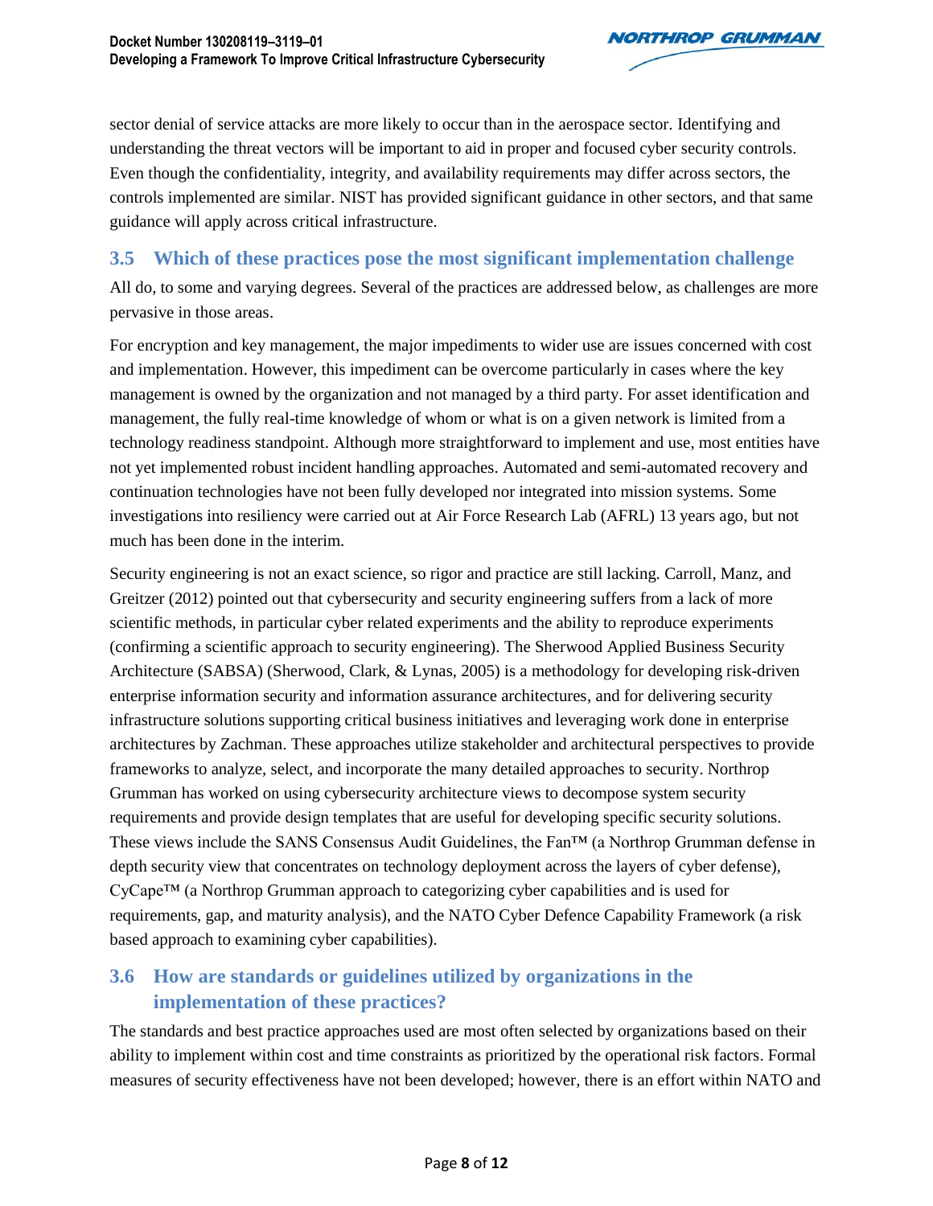sector denial of service attacks are more likely to occur than in the aerospace sector. Identifying and understanding the threat vectors will be important to aid in proper and focused cyber security controls. Even though the confidentiality, integrity, and availability requirements may differ across sectors, the controls implemented are similar. NIST has provided significant guidance in other sectors, and that same guidance will apply across critical infrastructure.

## 3.5 Which of these practices pose the most significant implementation challenge

All do, to some and varying degrees. Several of the practices are addressed below, as challenges are more pervasive in those areas.

For encryption and key management, the major impediments to wider use are issues concerned with cost and implementation. However, this impediment can be overcome particularly in cases where the key management is owned by the organization and not managed by a third party. For asset identification and management, the fully real-time knowledge of whom or what is on a given network is limited from a technology readiness standpoint. Although more straightforward to implement and use, most entities have not yet implemented robust incident handling approaches. Automated and semi-automated recovery and continuation technologies have not been fully developed nor integrated into mission systems. Some investigations into resiliency were carried out at Air Force Research Lab (AFRL) 13 years ago, but not much has been done in the interim.

Security engineering is not an exact science, so rigor and practice are still lacking. Carroll, Manz, and Greitzer (2012) pointed out that cybersecurity and security engineering suffers from a lack of more scientific methods, in particular cyber related experiments and the ability to reproduce experiments (confirming a scientific approach to security engineering). The Sherwood Applied Business Security Architecture (SABSA) (Sherwood, Clark, & Lynas, 2005) is a methodology for developing risk-driven enterprise information security and information assurance architectures, and for delivering security infrastructure solutions supporting critical business initiatives and leveraging work done in enterprise architectures by Zachman. These approaches utilize stakeholder and architectural perspectives to provide frameworks to analyze, select, and incorporate the many detailed approaches to security. Northrop Grumman has worked on using cybersecurity architecture views to decompose system security requirements and provide design templates that are useful for developing specific security solutions. These views include the SANS Consensus Audit Guidelines, the Fan™ (a Northrop Grumman defense in depth security view that concentrates on technology deployment across the layers of cyber defense), CyCape™ (a Northrop Grumman approach to categorizing cyber capabilities and is used for requirements, gap, and maturity analysis), and the NATO Cyber Defence Capability Framework (a risk based approach to examining cyber capabilities).

## 3.6 How are standards or guidelines utilized by organizations in the implementation of these practices?

The standards and best practice approaches used are most often selected by organizations based on their ability to implement within cost and time constraints as prioritized by the operational risk factors. Formal measures of security effectiveness have not been developed; however, there is an effort within NATO and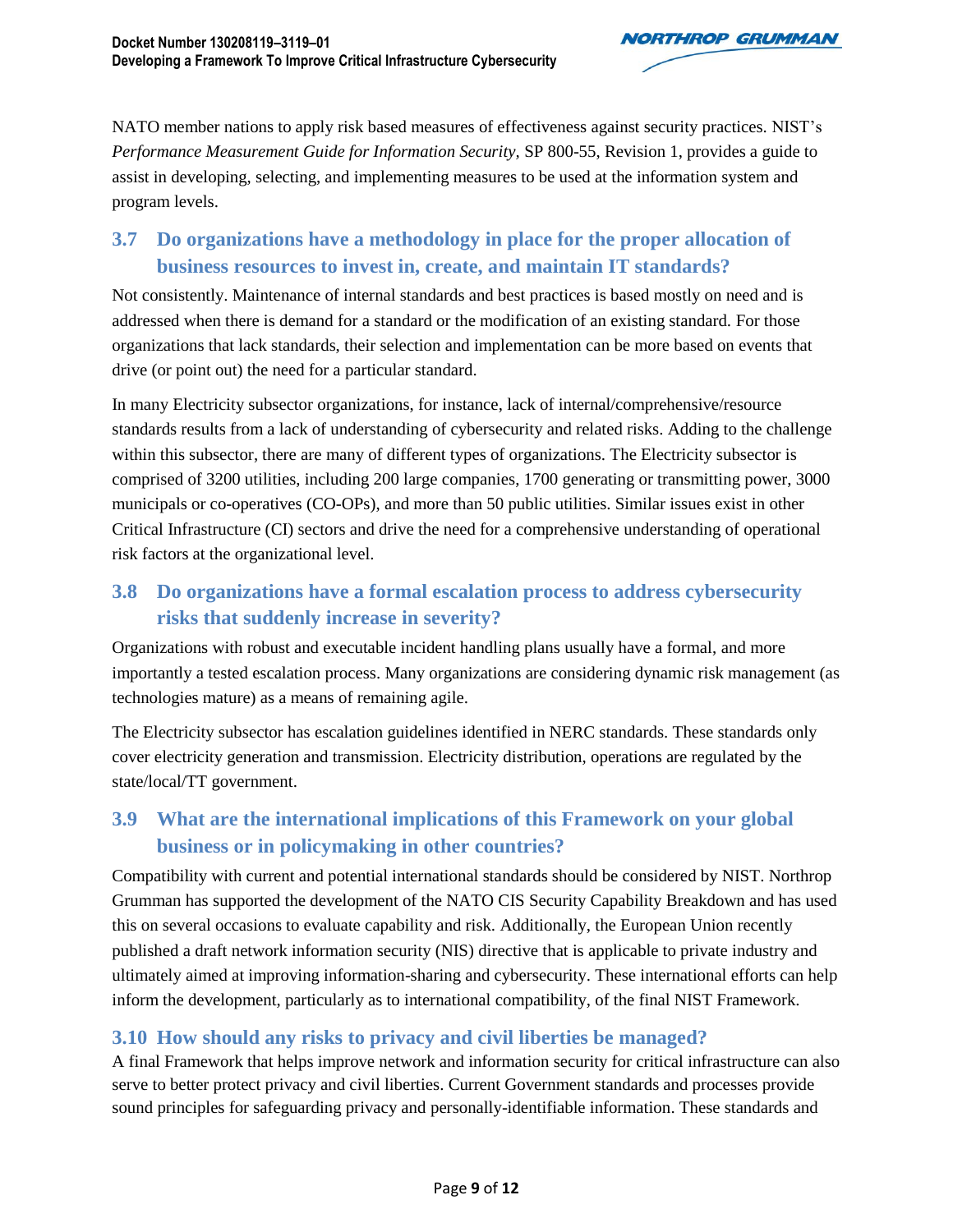NATO member nations to apply risk based measures of effectiveness against security practices. NIST's *Performance Measurement Guide for Information Security*, SP 800-55, Revision 1, provides a guide to assist in developing, selecting, and implementing measures to be used at the information system and program levels.

## 3.7 Do organizations have a methodology in place for the proper allocation of business resources to invest in, create, and maintain IT standards?

Not consistently. Maintenance of internal standards and best practices is based mostly on need and is addressed when there is demand for a standard or the modification of an existing standard. For those organizations that lack standards, their selection and implementation can be more based on events that drive (or point out) the need for a particular standard.

In many Electricity subsector organizations, for instance, lack of internal/comprehensive/resource standards results from a lack of understanding of cybersecurity and related risks. Adding to the challenge within this subsector, there are many of different types of organizations. The Electricity subsector is comprised of 3200 utilities, including 200 large companies, 1700 generating or transmitting power, 3000 municipals or co-operatives (CO-OPs), and more than 50 public utilities. Similar issues exist in other Critical Infrastructure (CI) sectors and drive the need for a comprehensive understanding of operational risk factors at the organizational level.

## 3.8 Do organizations have a formal escalation process to address cybersecurity risks that suddenly increase in severity?

Organizations with robust and executable incident handling plans usually have a formal, and more importantly a tested escalation process. Many organizations are considering dynamic risk management (as technologies mature) as a means of remaining agile.

The Electricity subsector has escalation guidelines identified in NERC standards. These standards only cover electricity generation and transmission. Electricity distribution, operations are regulated by the state/local/TT government.

## 3.9 What are the international implications of this Framework on your global business or in policymaking in other countries?

Compatibility with current and potential international standards should be considered by NIST. Northrop Grumman has supported the development of the NATO CIS Security Capability Breakdown and has used this on several occasions to evaluate capability and risk. Additionally, the European Union recently published a draft network information security (NIS) directive that is applicable to private industry and ultimately aimed at improving information-sharing and cybersecurity. These international efforts can help inform the development, particularly as to international compatibility, of the final NIST Framework.

## 3.10 How should any risks to privacy and civil liberties be managed?

A final Framework that helps improve network and information security for critical infrastructure can also serve to better protect privacy and civil liberties. Current Government standards and processes provide sound principles for safeguarding privacy and personally-identifiable information. These standards and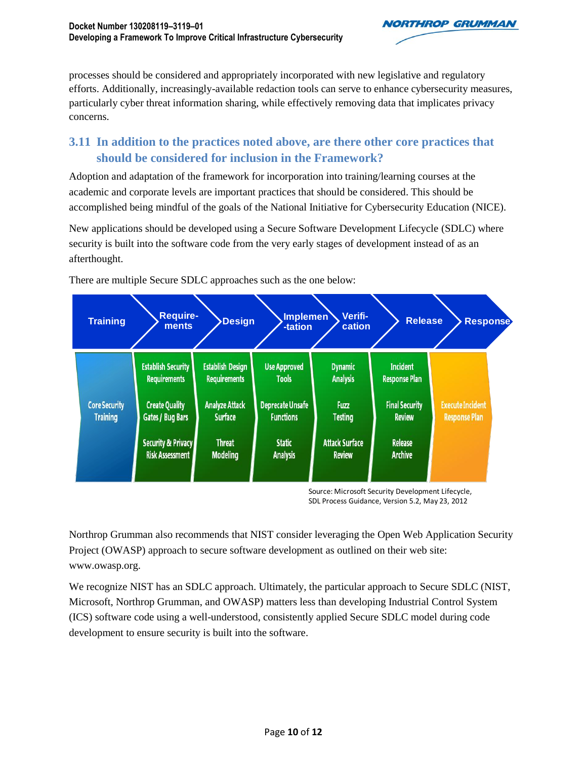processes should be considered and appropriately incorporated with new legislative and regulatory efforts. Additionally, increasingly-available redaction tools can serve to enhance cybersecurity measures, particularly cyber threat information sharing, while effectively removing data that implicates privacy concerns.

## 3.11 In addition to the practices noted above, are there other core practices that should be considered for inclusion in the Framework?

Adoption and adaptation of the framework for incorporation into training/learning courses at the academic and corporate levels are important practices that should be considered. This should be accomplished being mindful of the goals of the National Initiative for Cybersecurity Education (NICE).

New applications should be developed using a Secure Software Development Lifecycle (SDLC) where security is built into the software code from the very early stages of development instead of as an afterthought.

There are multiple Secure SDLC approaches such as the one below:

| Training | Requirements | Design | Implementation | Verification | Release | Response |
|---|---|---|---|---|---|---|
| Core Security Training | Establish Security Requirements | Establish Design Requirements | Use Approved Tools | Dynamic Analysis | Incident Response Plan | Execute Incident Response Plan |
| | Create Quality Gates / Bug Bars | Analyze Attack Surface | Deprecate Unsafe Functions | Fuzz Testing | Final Security Review | |
| | Security & Privacy Risk Assessment | Threat Modeling | Static Analysis | Attack Surface Review | Release Archive | |

Source: Microsoft Security Development Lifecycle, SDL Process Guidance, Version 5.2, May 23, 2012

Northrop Grumman also recommends that NIST consider leveraging the Open Web Application Security Project (OWASP) approach to secure software development as outlined on their web site: www.owasp.org.

We recognize NIST has an SDLC approach. Ultimately, the particular approach to Secure SDLC (NIST, Microsoft, Northrop Grumman, and OWASP) matters less than developing Industrial Control System (ICS) software code using a well-understood, consistently applied Secure SDLC model during code development to ensure security is built into the software.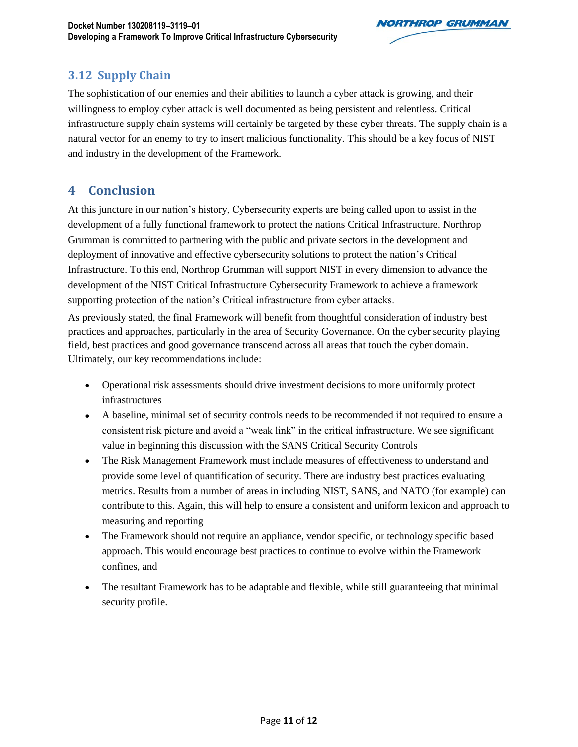## 3.12 Supply Chain

The sophistication of our enemies and their abilities to launch a cyber attack is growing, and their willingness to employ cyber attack is well documented as being persistent and relentless. Critical infrastructure supply chain systems will certainly be targeted by these cyber threats. The supply chain is a natural vector for an enemy to try to insert malicious functionality. This should be a key focus of NIST and industry in the development of the Framework.

# 4 Conclusion

At this juncture in our nation's history, Cybersecurity experts are being called upon to assist in the development of a fully functional framework to protect the nations Critical Infrastructure. Northrop Grumman is committed to partnering with the public and private sectors in the development and deployment of innovative and effective cybersecurity solutions to protect the nation's Critical Infrastructure. To this end, Northrop Grumman will support NIST in every dimension to advance the development of the NIST Critical Infrastructure Cybersecurity Framework to achieve a framework supporting protection of the nation's Critical infrastructure from cyber attacks.

As previously stated, the final Framework will benefit from thoughtful consideration of industry best practices and approaches, particularly in the area of Security Governance. On the cyber security playing field, best practices and good governance transcend across all areas that touch the cyber domain. Ultimately, our key recommendations include:

- Operational risk assessments should drive investment decisions to more uniformly protect infrastructures
- A baseline, minimal set of security controls needs to be recommended if not required to ensure a consistent risk picture and avoid a "weak link" in the critical infrastructure. We see significant value in beginning this discussion with the SANS Critical Security Controls
- The Risk Management Framework must include measures of effectiveness to understand and provide some level of quantification of security. There are industry best practices evaluating metrics. Results from a number of areas in including NIST, SANS, and NATO (for example) can contribute to this. Again, this will help to ensure a consistent and uniform lexicon and approach to measuring and reporting
- The Framework should not require an appliance, vendor specific, or technology specific based approach. This would encourage best practices to continue to evolve within the Framework confines, and
- The resultant Framework has to be adaptable and flexible, while still guaranteeing that minimal security profile.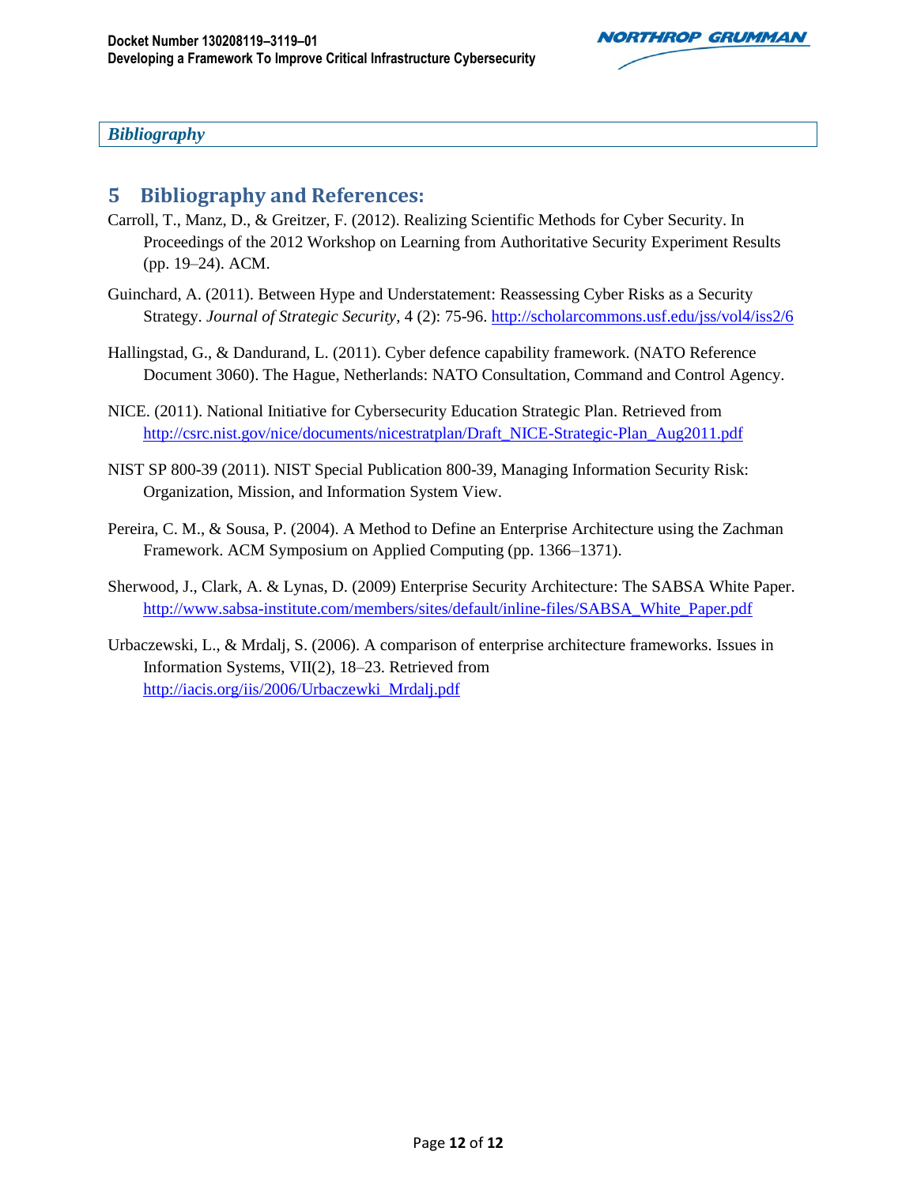*Bibliography*

# 5 Bibliography and References:

Carroll, T., Manz, D., & Greitzer, F. (2012). Realizing Scientific Methods for Cyber Security. In Proceedings of the 2012 Workshop on Learning from Authoritative Security Experiment Results (pp. 19–24). ACM.

Guinchard, A. (2011). Between Hype and Understatement: Reassessing Cyber Risks as a Security Strategy. *Journal of Strategic Security*, 4 (2): 75-96. http://scholarcommons.usf.edu/jss/vol4/iss2/6

Hallingstad, G., & Dandurand, L. (2011). Cyber defence capability framework. (NATO Reference Document 3060). The Hague, Netherlands: NATO Consultation, Command and Control Agency.

NICE. (2011). National Initiative for Cybersecurity Education Strategic Plan. Retrieved from http://csrc.nist.gov/nice/documents/nicestratplan/Draft_NICE-Strategic-Plan_Aug2011.pdf

NIST SP 800-39 (2011). NIST Special Publication 800-39, Managing Information Security Risk: Organization, Mission, and Information System View.

Pereira, C. M., & Sousa, P. (2004). A Method to Define an Enterprise Architecture using the Zachman Framework. ACM Symposium on Applied Computing (pp. 1366–1371).

Sherwood, J., Clark, A. & Lynas, D. (2009) Enterprise Security Architecture: The SABSA White Paper. http://www.sabsa-institute.com/members/sites/default/inline-files/SABSA_White_Paper.pdf

Urbaczewski, L., & Mrdalj, S. (2006). A comparison of enterprise architecture frameworks. Issues in Information Systems, VII(2), 18–23. Retrieved from http://iacis.org/iis/2006/Urbaczewki_Mrdalj.pdf